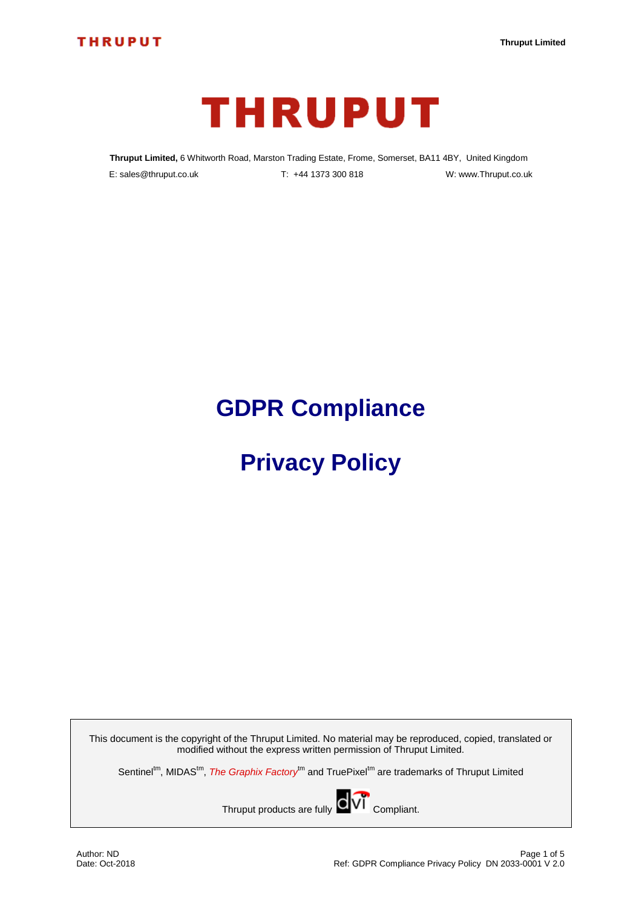# THRUPUT

**Thruput Limited,** 6 Whitworth Road, Marston Trading Estate, Frome, Somerset, BA11 4BY, United Kingdom

E: sales@thruput.co.uk T: +44 1373 300 818 W: www.Thruput.co.uk

# GDPR Compliance

# Privacy Policy

This document is the copyright of the Thruput Limited. No material may be reproduced, copied, translated or modified without the express written permission of Thruput Limited.

Sentinel[tm], MIDAS[tm], *The Graphix Factory*[tm] and TruePixel[tm] are trademarks of Thruput Limited

Thruput products are fully dvi Compliant.

Author: ND
Date: Oct-2018

Ref: GDPR Compliance Privacy Policy DN 2033-0001 V 2.0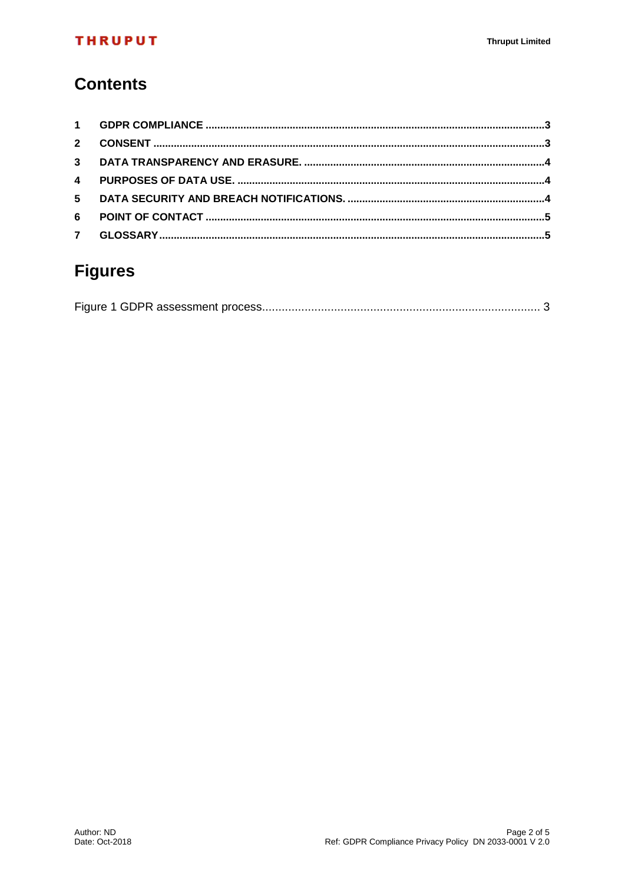# Contents

1 GDPR COMPLIANCE ..... 3
2 CONSENT ..... 3
3 DATA TRANSPARENCY AND ERASURE. ..... 4
4 PURPOSES OF DATA USE. ..... 4
5 DATA SECURITY AND BREACH NOTIFICATIONS. ..... 4
6 POINT OF CONTACT ..... 5
7 GLOSSARY ..... 5

# Figures

Figure 1 GDPR assessment process ..... 3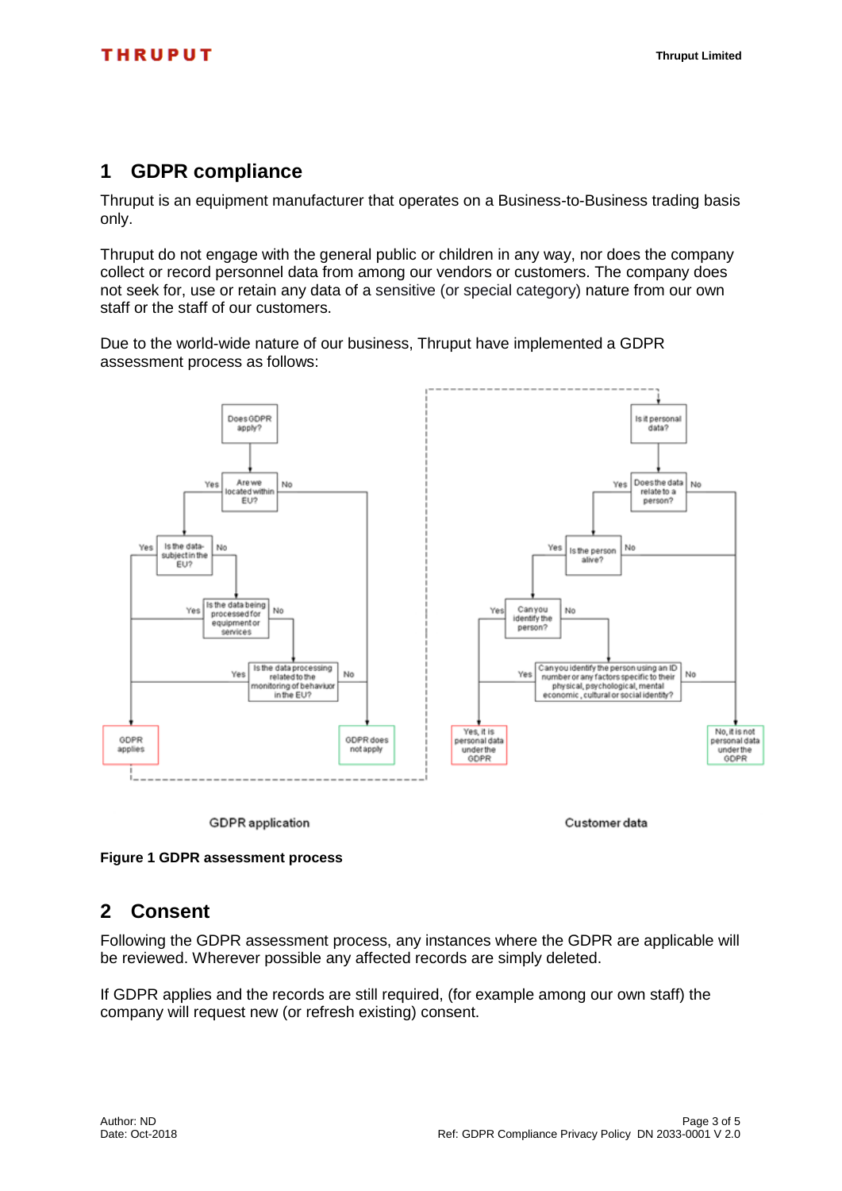## 1 GDPR compliance

Thruput is an equipment manufacturer that operates on a Business-to-Business trading basis only.

Thruput do not engage with the general public or children in any way, nor does the company collect or record personnel data from among our vendors or customers. The company does not seek for, use or retain any data of a sensitive (or special category) nature from our own staff or the staff of our customers.

Due to the world-wide nature of our business, Thruput have implemented a GDPR assessment process as follows:

**Figure 1 GDPR assessment process**

## 2 Consent

Following the GDPR assessment process, any instances where the GDPR are applicable will be reviewed. Wherever possible any affected records are simply deleted.

If GDPR applies and the records are still required, (for example among our own staff) the company will request new (or refresh existing) consent.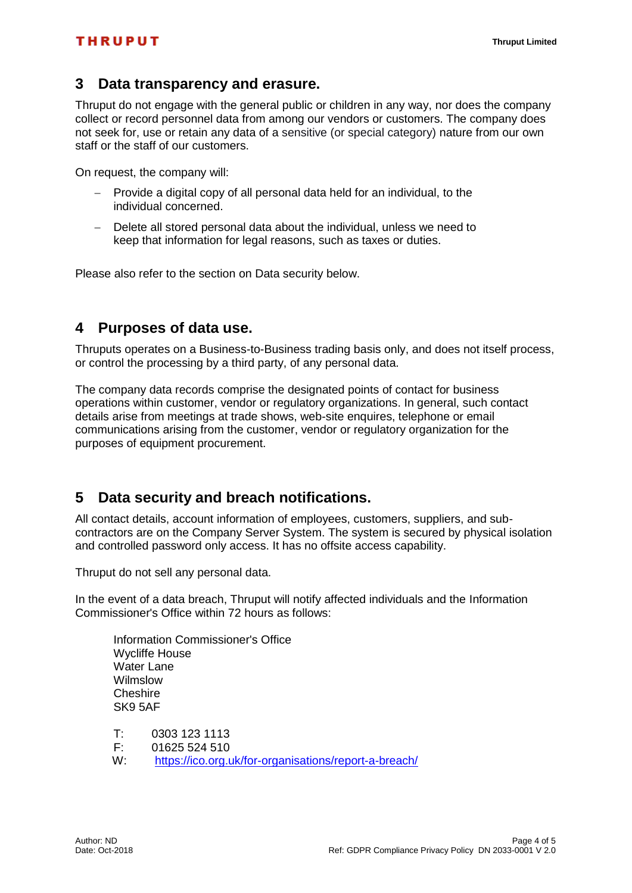## 3 Data transparency and erasure.

Thruput do not engage with the general public or children in any way, nor does the company collect or record personnel data from among our vendors or customers. The company does not seek for, use or retain any data of a sensitive (or special category) nature from our own staff or the staff of our customers.

On request, the company will:

- Provide a digital copy of all personal data held for an individual, to the individual concerned.
- Delete all stored personal data about the individual, unless we need to keep that information for legal reasons, such as taxes or duties.

Please also refer to the section on Data security below.

## 4 Purposes of data use.

Thruputs operates on a Business-to-Business trading basis only, and does not itself process, or control the processing by a third party, of any personal data.

The company data records comprise the designated points of contact for business operations within customer, vendor or regulatory organizations. In general, such contact details arise from meetings at trade shows, web-site enquires, telephone or email communications arising from the customer, vendor or regulatory organization for the purposes of equipment procurement.

## 5 Data security and breach notifications.

All contact details, account information of employees, customers, suppliers, and sub-contractors are on the Company Server System. The system is secured by physical isolation and controlled password only access. It has no offsite access capability.

Thruput do not sell any personal data.

In the event of a data breach, Thruput will notify affected individuals and the Information Commissioner's Office within 72 hours as follows:

Information Commissioner's Office
Wycliffe House
Water Lane
Wilmslow
Cheshire
SK9 5AF

T: 0303 123 1113
F: 01625 524 510
W: https://ico.org.uk/for-organisations/report-a-breach/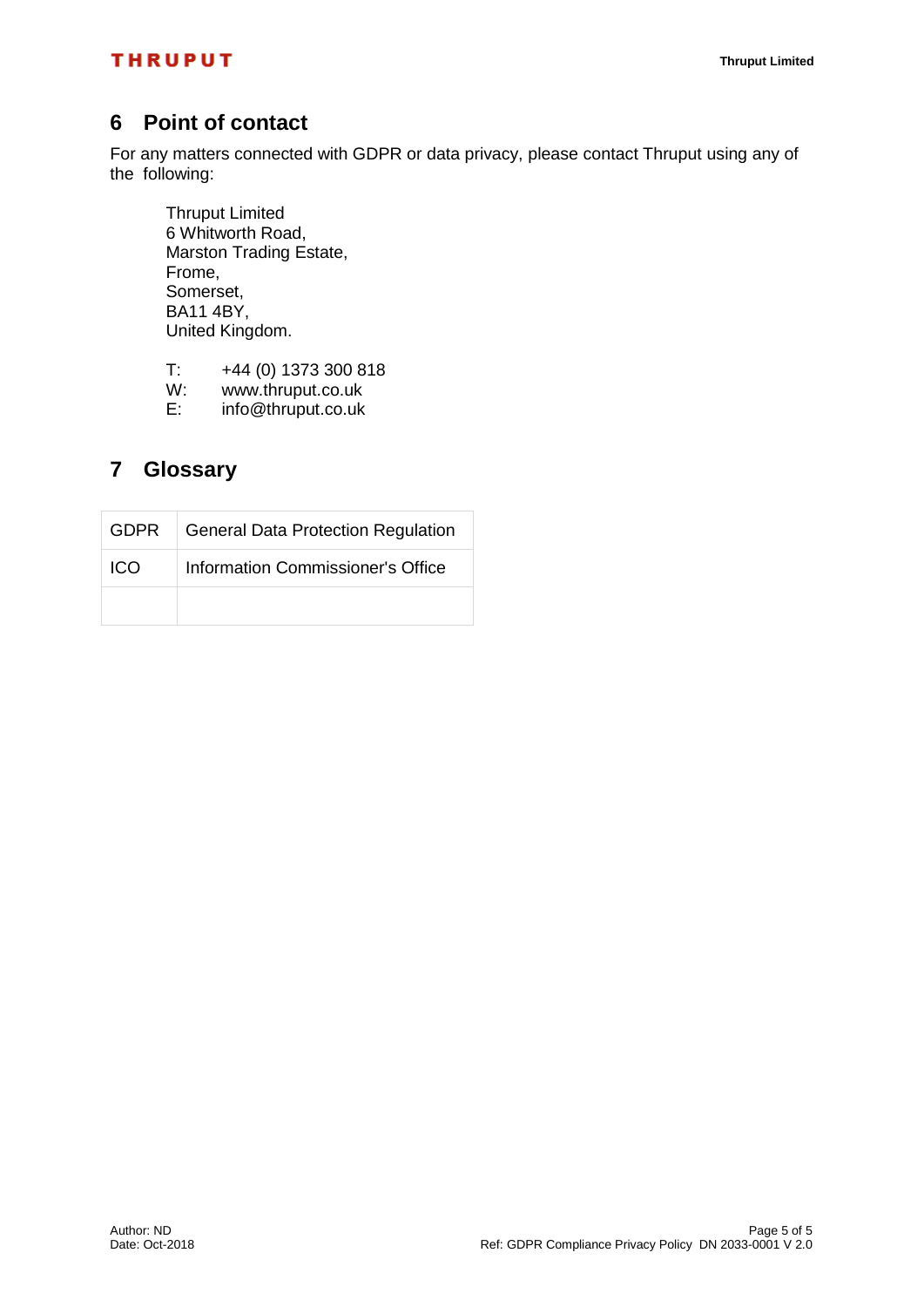## 6 Point of contact

For any matters connected with GDPR or data privacy, please contact Thruput using any of the following:

Thruput Limited
6 Whitworth Road,
Marston Trading Estate,
Frome,
Somerset,
BA11 4BY,
United Kingdom.

T: +44 (0) 1373 300 818
W: www.thruput.co.uk
E: info@thruput.co.uk

## 7 Glossary

| | |
|---|---|
| GDPR | General Data Protection Regulation |
| ICO | Information Commissioner's Office |
| | |